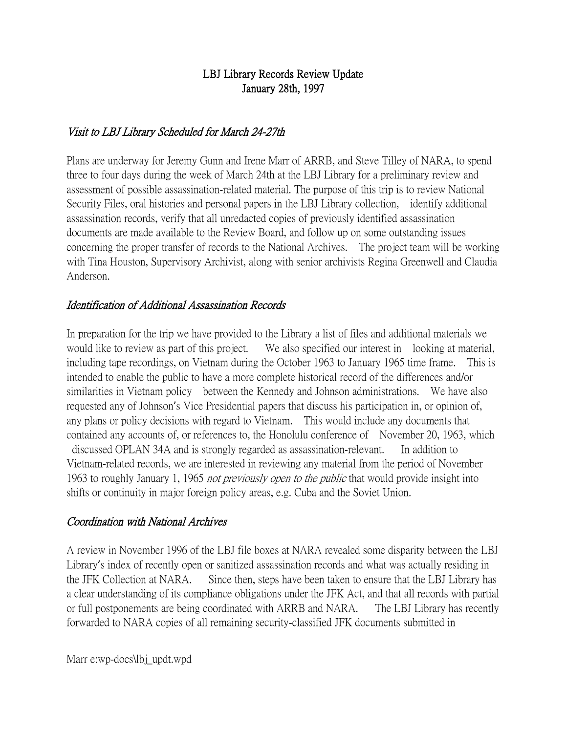# LBJ Library Records Review Update
January 28th, 1997

### *Visit to LBJ Library Scheduled for March 24-27th*

Plans are underway for Jeremy Gunn and Irene Marr of ARRB, and Steve Tilley of NARA, to spend three to four days during the week of March 24th at the LBJ Library for a preliminary review and assessment of possible assassination-related material. The purpose of this trip is to review National Security Files, oral histories and personal papers in the LBJ Library collection, identify additional assassination records, verify that all unredacted copies of previously identified assassination documents are made available to the Review Board, and follow up on some outstanding issues concerning the proper transfer of records to the National Archives. The project team will be working with Tina Houston, Supervisory Archivist, along with senior archivists Regina Greenwell and Claudia Anderson.

### *Identification of Additional Assassination Records*

In preparation for the trip we have provided to the Library a list of files and additional materials we would like to review as part of this project. We also specified our interest in looking at material, including tape recordings, on Vietnam during the October 1963 to January 1965 time frame. This is intended to enable the public to have a more complete historical record of the differences and/or similarities in Vietnam policy between the Kennedy and Johnson administrations. We have also requested any of Johnson's Vice Presidential papers that discuss his participation in, or opinion of, any plans or policy decisions with regard to Vietnam. This would include any documents that contained any accounts of, or references to, the Honolulu conference of November 20, 1963, which discussed OPLAN 34A and is strongly regarded as assassination-relevant. In addition to Vietnam-related records, we are interested in reviewing any material from the period of November 1963 to roughly January 1, 1965 *not previously open to the public* that would provide insight into shifts or continuity in major foreign policy areas, e.g. Cuba and the Soviet Union.

### *Coordination with National Archives*

A review in November 1996 of the LBJ file boxes at NARA revealed some disparity between the LBJ Library's index of recently open or sanitized assassination records and what was actually residing in the JFK Collection at NARA. Since then, steps have been taken to ensure that the LBJ Library has a clear understanding of its compliance obligations under the JFK Act, and that all records with partial or full postponements are being coordinated with ARRB and NARA. The LBJ Library has recently forwarded to NARA copies of all remaining security-classified JFK documents submitted in

Marr e:wp-docs\lbj_updt.wpd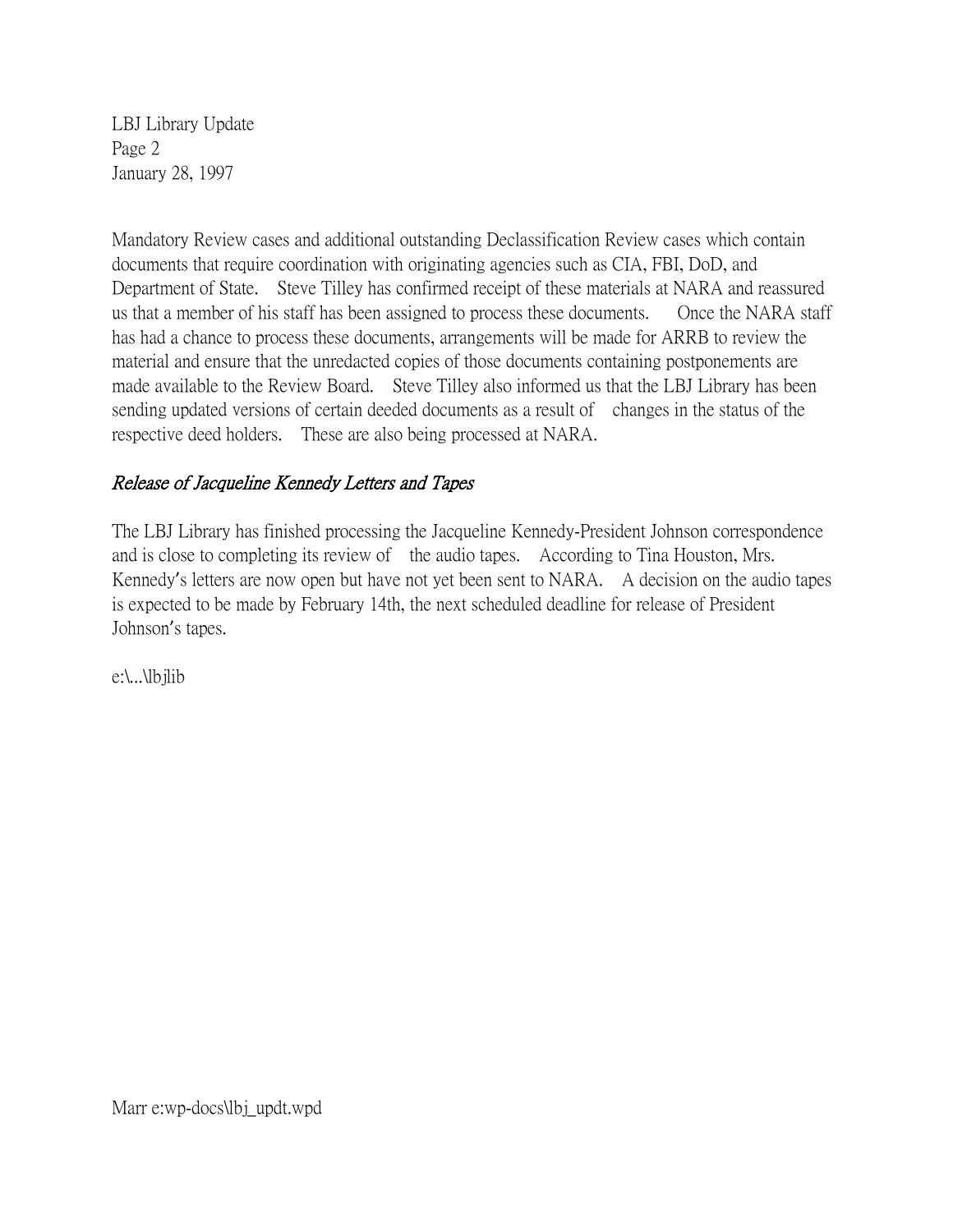Mandatory Review cases and additional outstanding Declassification Review cases which contain documents that require coordination with originating agencies such as CIA, FBI, DoD, and Department of State. Steve Tilley has confirmed receipt of these materials at NARA and reassured us that a member of his staff has been assigned to process these documents. Once the NARA staff has had a chance to process these documents, arrangements will be made for ARRB to review the material and ensure that the unredacted copies of those documents containing postponements are made available to the Review Board. Steve Tilley also informed us that the LBJ Library has been sending updated versions of certain deeded documents as a result of changes in the status of the respective deed holders. These are also being processed at NARA.

*Release of Jacqueline Kennedy Letters and Tapes*

The LBJ Library has finished processing the Jacqueline Kennedy-President Johnson correspondence and is close to completing its review of the audio tapes. According to Tina Houston, Mrs. Kennedy's letters are now open but have not yet been sent to NARA. A decision on the audio tapes is expected to be made by February 14th, the next scheduled deadline for release of President Johnson's tapes.

e:\...\lbjlib

Marr e:wp-docs\lbj_updt.wpd